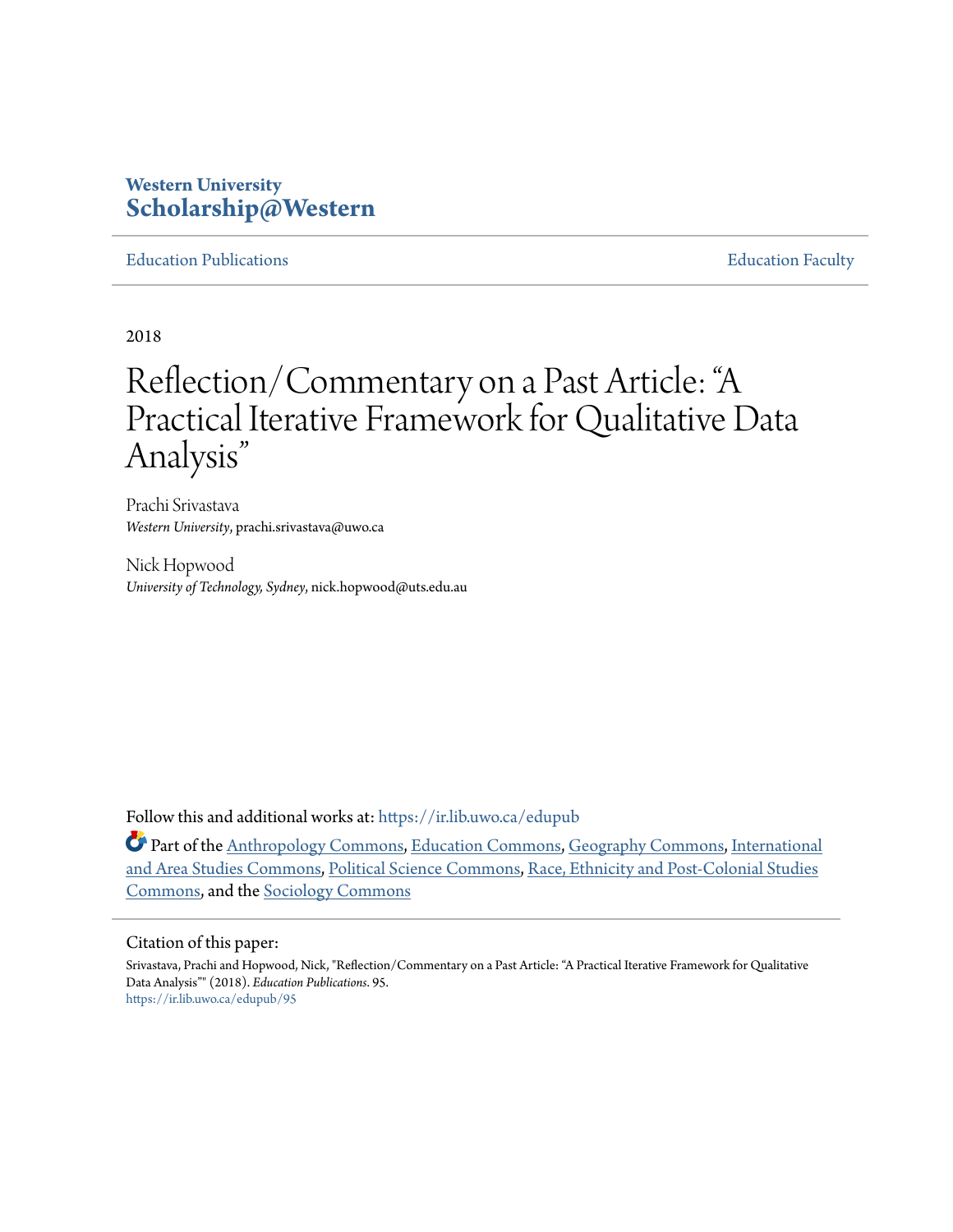Western University
**Scholarship@Western**

Education Publications | Education Faculty

2018

# Reflection/Commentary on a Past Article: "A Practical Iterative Framework for Qualitative Data Analysis"

Prachi Srivastava
*Western University*, prachi.srivastava@uwo.ca

Nick Hopwood
*University of Technology, Sydney*, nick.hopwood@uts.edu.au

Follow this and additional works at: https://ir.lib.uwo.ca/edupub

Part of the Anthropology Commons, Education Commons, Geography Commons, International and Area Studies Commons, Political Science Commons, Race, Ethnicity and Post-Colonial Studies Commons, and the Sociology Commons

Citation of this paper:
Srivastava, Prachi and Hopwood, Nick, "Reflection/Commentary on a Past Article: "A Practical Iterative Framework for Qualitative Data Analysis"" (2018). *Education Publications*. 95.
https://ir.lib.uwo.ca/edupub/95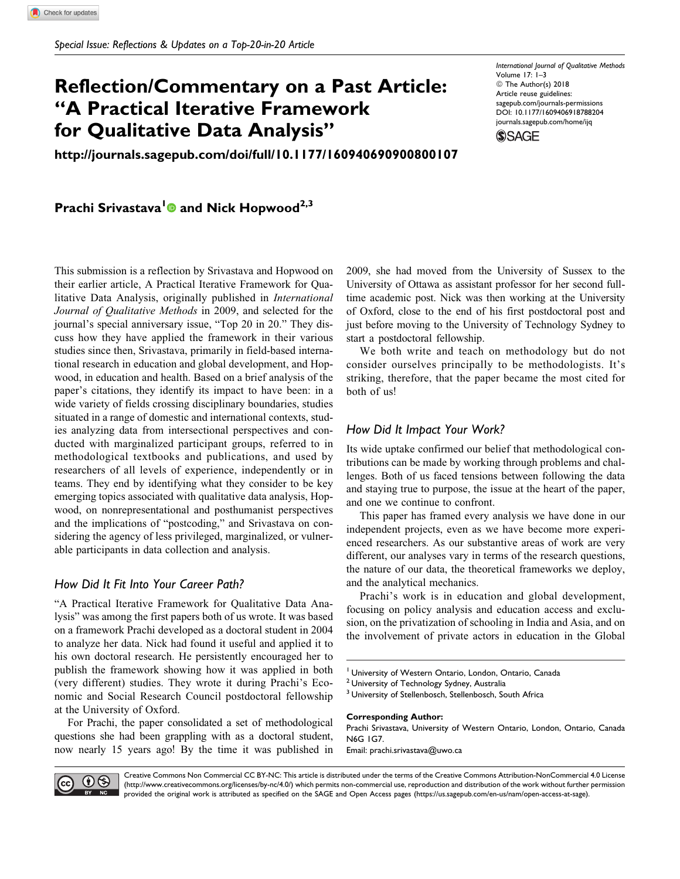Special Issue: Reflections & Updates on a Top-20-in-20 Article

# Reflection/Commentary on a Past Article: "A Practical Iterative Framework for Qualitative Data Analysis"

**http://journals.sagepub.com/doi/full/10.1177/160940690900800107**

International Journal of Qualitative Methods
Volume 17: 1–3
© The Author(s) 2018
Article reuse guidelines:
sagepub.com/journals-permissions
DOI: 10.1177/1609406918788204
journals.sagepub.com/home/ijq

**Prachi Srivastava[1] and Nick Hopwood[2,3]**

This submission is a reflection by Srivastava and Hopwood on their earlier article, A Practical Iterative Framework for Qualitative Data Analysis, originally published in *International Journal of Qualitative Methods* in 2009, and selected for the journal's special anniversary issue, "Top 20 in 20." They discuss how they have applied the framework in their various studies since then, Srivastava, primarily in field-based international research in education and global development, and Hopwood, in education and health. Based on a brief analysis of the paper's citations, they identify its impact to have been: in a wide variety of fields crossing disciplinary boundaries, studies situated in a range of domestic and international contexts, studies analyzing data from intersectional perspectives and conducted with marginalized participant groups, referred to in methodological textbooks and publications, and used by researchers of all levels of experience, independently or in teams. They end by identifying what they consider to be key emerging topics associated with qualitative data analysis, Hopwood, on nonrepresentational and posthumanist perspectives and the implications of "postcoding," and Srivastava on considering the agency of less privileged, marginalized, or vulnerable participants in data collection and analysis.

## *How Did It Fit Into Your Career Path?*

"A Practical Iterative Framework for Qualitative Data Analysis" was among the first papers both of us wrote. It was based on a framework Prachi developed as a doctoral student in 2004 to analyze her data. Nick had found it useful and applied it to his own doctoral research. He persistently encouraged her to publish the framework showing how it was applied in both (very different) studies. They wrote it during Prachi's Economic and Social Research Council postdoctoral fellowship at the University of Oxford.

For Prachi, the paper consolidated a set of methodological questions she had been grappling with as a doctoral student, now nearly 15 years ago! By the time it was published in 2009, she had moved from the University of Sussex to the University of Ottawa as assistant professor for her second full-time academic post. Nick was then working at the University of Oxford, close to the end of his first postdoctoral post and just before moving to the University of Technology Sydney to start a postdoctoral fellowship.

We both write and teach on methodology but do not consider ourselves principally to be methodologists. It's striking, therefore, that the paper became the most cited for both of us!

## *How Did It Impact Your Work?*

Its wide uptake confirmed our belief that methodological contributions can be made by working through problems and challenges. Both of us faced tensions between following the data and staying true to purpose, the issue at the heart of the paper, and one we continue to confront.

This paper has framed every analysis we have done in our independent projects, even as we have become more experienced researchers. As our substantive areas of work are very different, our analyses vary in terms of the research questions, the nature of our data, the theoretical frameworks we deploy, and the analytical mechanics.

Prachi's work is in education and global development, focusing on policy analysis and education access and exclusion, on the privatization of schooling in India and Asia, and on the involvement of private actors in education in the Global

[1] University of Western Ontario, London, Ontario, Canada
[2] University of Technology Sydney, Australia
[3] University of Stellenbosch, Stellenbosch, South Africa

**Corresponding Author:**
Prachi Srivastava, University of Western Ontario, London, Ontario, Canada N6G 1G7.
Email: prachi.srivastava@uwo.ca

Creative Commons Non Commercial CC BY-NC: This article is distributed under the terms of the Creative Commons Attribution-NonCommercial 4.0 License (http://www.creativecommons.org/licenses/by-nc/4.0/) which permits non-commercial use, reproduction and distribution of the work without further permission provided the original work is attributed as specified on the SAGE and Open Access pages (https://us.sagepub.com/en-us/nam/open-access-at-sage).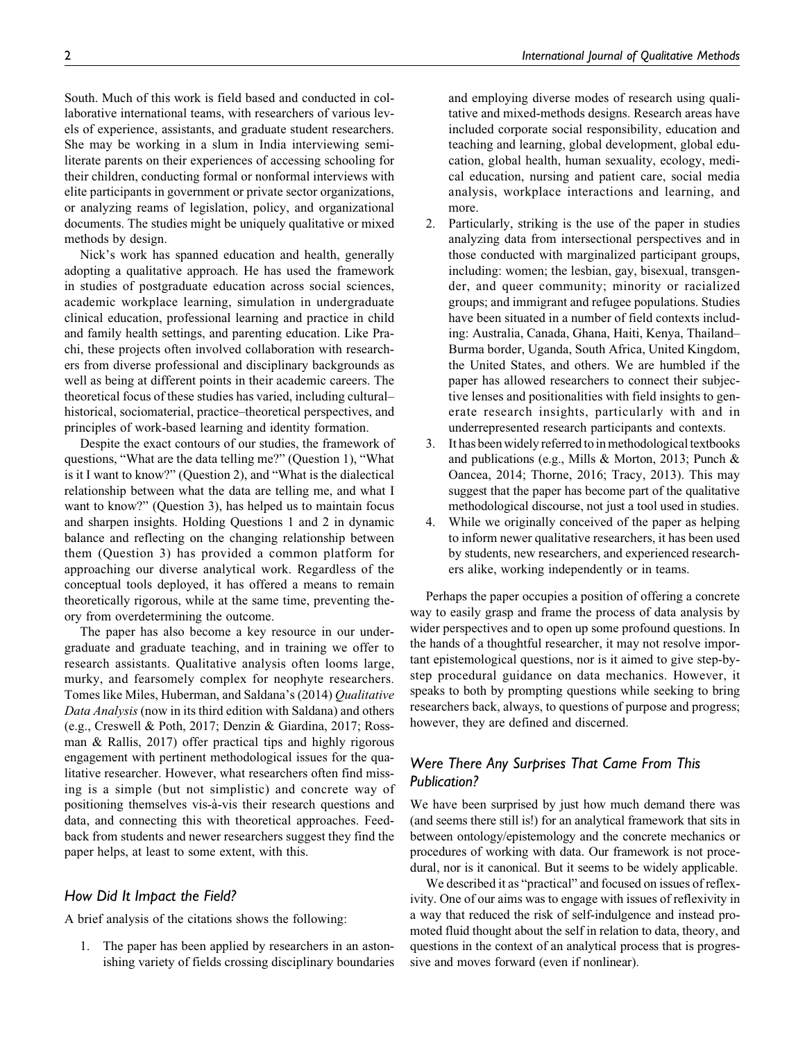South. Much of this work is field based and conducted in collaborative international teams, with researchers of various levels of experience, assistants, and graduate student researchers. She may be working in a slum in India interviewing semiliterate parents on their experiences of accessing schooling for their children, conducting formal or nonformal interviews with elite participants in government or private sector organizations, or analyzing reams of legislation, policy, and organizational documents. The studies might be uniquely qualitative or mixed methods by design.

Nick's work has spanned education and health, generally adopting a qualitative approach. He has used the framework in studies of postgraduate education across social sciences, academic workplace learning, simulation in undergraduate clinical education, professional learning and practice in child and family health settings, and parenting education. Like Prachi, these projects often involved collaboration with researchers from diverse professional and disciplinary backgrounds as well as being at different points in their academic careers. The theoretical focus of these studies has varied, including cultural–historical, sociomaterial, practice–theoretical perspectives, and principles of work-based learning and identity formation.

Despite the exact contours of our studies, the framework of questions, "What are the data telling me?" (Question 1), "What is it I want to know?" (Question 2), and "What is the dialectical relationship between what the data are telling me, and what I want to know?" (Question 3), has helped us to maintain focus and sharpen insights. Holding Questions 1 and 2 in dynamic balance and reflecting on the changing relationship between them (Question 3) has provided a common platform for approaching our diverse analytical work. Regardless of the conceptual tools deployed, it has offered a means to remain theoretically rigorous, while at the same time, preventing theory from overdetermining the outcome.

The paper has also become a key resource in our undergraduate and graduate teaching, and in training we offer to research assistants. Qualitative analysis often looms large, murky, and fearsomely complex for neophyte researchers. Tomes like Miles, Huberman, and Saldana's (2014) *Qualitative Data Analysis* (now in its third edition with Saldana) and others (e.g., Creswell & Poth, 2017; Denzin & Giardina, 2017; Rossman & Rallis, 2017) offer practical tips and highly rigorous engagement with pertinent methodological issues for the qualitative researcher. However, what researchers often find missing is a simple (but not simplistic) and concrete way of positioning themselves vis-à-vis their research questions and data, and connecting this with theoretical approaches. Feedback from students and newer researchers suggest they find the paper helps, at least to some extent, with this.

### How Did It Impact the Field?

A brief analysis of the citations shows the following:

1. The paper has been applied by researchers in an astonishing variety of fields crossing disciplinary boundaries and employing diverse modes of research using qualitative and mixed-methods designs. Research areas have included corporate social responsibility, education and teaching and learning, global development, global education, global health, human sexuality, ecology, medical education, nursing and patient care, social media analysis, workplace interactions and learning, and more.
2. Particularly, striking is the use of the paper in studies analyzing data from intersectional perspectives and in those conducted with marginalized participant groups, including: women; the lesbian, gay, bisexual, transgender, and queer community; minority or racialized groups; and immigrant and refugee populations. Studies have been situated in a number of field contexts including: Australia, Canada, Ghana, Haiti, Kenya, Thailand–Burma border, Uganda, South Africa, United Kingdom, the United States, and others. We are humbled if the paper has allowed researchers to connect their subjective lenses and positionalities with field insights to generate research insights, particularly with and in underrepresented research participants and contexts.
3. It has been widely referred to in methodological textbooks and publications (e.g., Mills & Morton, 2013; Punch & Oancea, 2014; Thorne, 2016; Tracy, 2013). This may suggest that the paper has become part of the qualitative methodological discourse, not just a tool used in studies.
4. While we originally conceived of the paper as helping to inform newer qualitative researchers, it has been used by students, new researchers, and experienced researchers alike, working independently or in teams.

Perhaps the paper occupies a position of offering a concrete way to easily grasp and frame the process of data analysis by wider perspectives and to open up some profound questions. In the hands of a thoughtful researcher, it may not resolve important epistemological questions, nor is it aimed to give step-by-step procedural guidance on data mechanics. However, it speaks to both by prompting questions while seeking to bring researchers back, always, to questions of purpose and progress; however, they are defined and discerned.

### Were There Any Surprises That Came From This Publication?

We have been surprised by just how much demand there was (and seems there still is!) for an analytical framework that sits in between ontology/epistemology and the concrete mechanics or procedures of working with data. Our framework is not procedural, nor is it canonical. But it seems to be widely applicable.

We described it as "practical" and focused on issues of reflexivity. One of our aims was to engage with issues of reflexivity in a way that reduced the risk of self-indulgence and instead promoted fluid thought about the self in relation to data, theory, and questions in the context of an analytical process that is progressive and moves forward (even if nonlinear).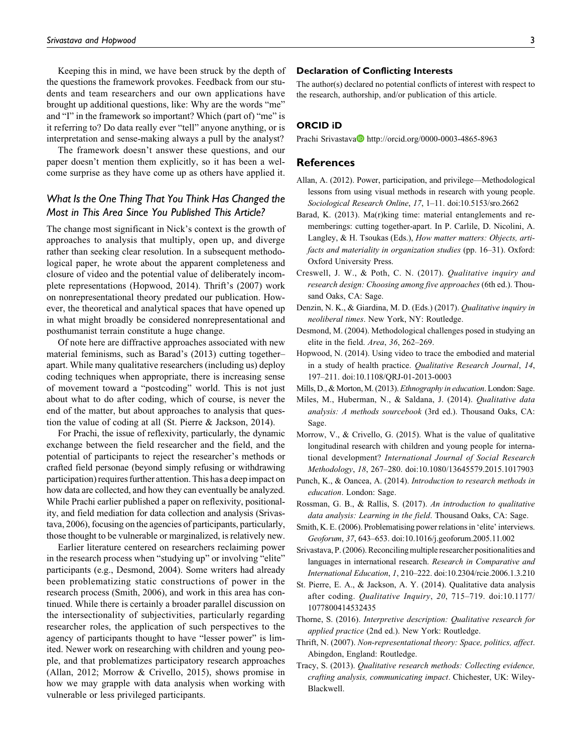Keeping this in mind, we have been struck by the depth of the questions the framework provokes. Feedback from our students and team researchers and our own applications have brought up additional questions, like: Why are the words "me" and "I" in the framework so important? Which (part of) "me" is it referring to? Do data really ever "tell" anyone anything, or is interpretation and sense-making always a pull by the analyst?

The framework doesn't answer these questions, and our paper doesn't mention them explicitly, so it has been a welcome surprise as they have come up as others have applied it.

## What Is the One Thing That You Think Has Changed the Most in This Area Since You Published This Article?

The change most significant in Nick's context is the growth of approaches to analysis that multiply, open up, and diverge rather than seeking clear resolution. In a subsequent methodological paper, he wrote about the apparent completeness and closure of video and the potential value of deliberately incomplete representations (Hopwood, 2014). Thrift's (2007) work on nonrepresentational theory predated our publication. However, the theoretical and analytical spaces that have opened up in what might broadly be considered nonrepresentational and posthumanist terrain constitute a huge change.

Of note here are diffractive approaches associated with new material feminisms, such as Barad's (2013) cutting together–apart. While many qualitative researchers (including us) deploy coding techniques when appropriate, there is increasing sense of movement toward a "postcoding" world. This is not just about what to do after coding, which of course, is never the end of the matter, but about approaches to analysis that question the value of coding at all (St. Pierre & Jackson, 2014).

For Prachi, the issue of reflexivity, particularly, the dynamic exchange between the field researcher and the field, and the potential of participants to reject the researcher's methods or crafted field personae (beyond simply refusing or withdrawing participation) requires further attention. This has a deep impact on how data are collected, and how they can eventually be analyzed. While Prachi earlier published a paper on reflexivity, positionality, and field mediation for data collection and analysis (Srivastava, 2006), focusing on the agencies of participants, particularly, those thought to be vulnerable or marginalized, is relatively new.

Earlier literature centered on researchers reclaiming power in the research process when "studying up" or involving "elite" participants (e.g., Desmond, 2004). Some writers had already been problematizing static constructions of power in the research process (Smith, 2006), and work in this area has continued. While there is certainly a broader parallel discussion on the intersectionality of subjectivities, particularly regarding researcher roles, the application of such perspectives to the agency of participants thought to have "lesser power" is limited. Newer work on researching with children and young people, and that problematizes participatory research approaches (Allan, 2012; Morrow & Crivello, 2015), shows promise in how we may grapple with data analysis when working with vulnerable or less privileged participants.

### Declaration of Conflicting Interests

The author(s) declared no potential conflicts of interest with respect to the research, authorship, and/or publication of this article.

### ORCID iD

Prachi Srivastava http://orcid.org/0000-0003-4865-8963

## References

Allan, A. (2012). Power, participation, and privilege—Methodological lessons from using visual methods in research with young people. *Sociological Research Online*, *17*, 1–11. doi:10.5153/sro.2662

Barad, K. (2013). Ma(r)king time: material entanglements and re-memberings: cutting together-apart. In P. Carlile, D. Nicolini, A. Langley, & H. Tsoukas (Eds.), *How matter matters: Objects, artifacts and materiality in organization studies* (pp. 16–31). Oxford: Oxford University Press.

Creswell, J. W., & Poth, C. N. (2017). *Qualitative inquiry and research design: Choosing among five approaches* (6th ed.). Thousand Oaks, CA: Sage.

Denzin, N. K., & Giardina, M. D. (Eds.) (2017). *Qualitative inquiry in neoliberal times*. New York, NY: Routledge.

Desmond, M. (2004). Methodological challenges posed in studying an elite in the field. *Area*, *36*, 262–269.

Hopwood, N. (2014). Using video to trace the embodied and material in a study of health practice. *Qualitative Research Journal*, *14*, 197–211. doi:10.1108/QRJ-01-2013-0003

Mills, D., & Morton, M. (2013). *Ethnography in education*. London: Sage.

Miles, M., Huberman, N., & Saldana, J. (2014). *Qualitative data analysis: A methods sourcebook* (3rd ed.). Thousand Oaks, CA: Sage.

Morrow, V., & Crivello, G. (2015). What is the value of qualitative longitudinal research with children and young people for international development? *International Journal of Social Research Methodology*, *18*, 267–280. doi:10.1080/13645579.2015.1017903

Punch, K., & Oancea, A. (2014). *Introduction to research methods in education*. London: Sage.

Rossman, G. B., & Rallis, S. (2017). *An introduction to qualitative data analysis: Learning in the field*. Thousand Oaks, CA: Sage.

Smith, K. E. (2006). Problematising power relations in 'elite' interviews. *Geoforum*, *37*, 643–653. doi:10.1016/j.geoforum.2005.11.002

Srivastava, P. (2006). Reconciling multiple researcher positionalities and languages in international research. *Research in Comparative and International Education*, *1*, 210–222. doi:10.2304/rcie.2006.1.3.210

St. Pierre, E. A., & Jackson, A. Y. (2014). Qualitative data analysis after coding. *Qualitative Inquiry*, *20*, 715–719. doi:10.1177/1077800414532435

Thorne, S. (2016). *Interpretive description: Qualitative research for applied practice* (2nd ed.). New York: Routledge.

Thrift, N. (2007). *Non-representational theory: Space, politics, affect*. Abingdon, England: Routledge.

Tracy, S. (2013). *Qualitative research methods: Collecting evidence, crafting analysis, communicating impact*. Chichester, UK: Wiley-Blackwell.